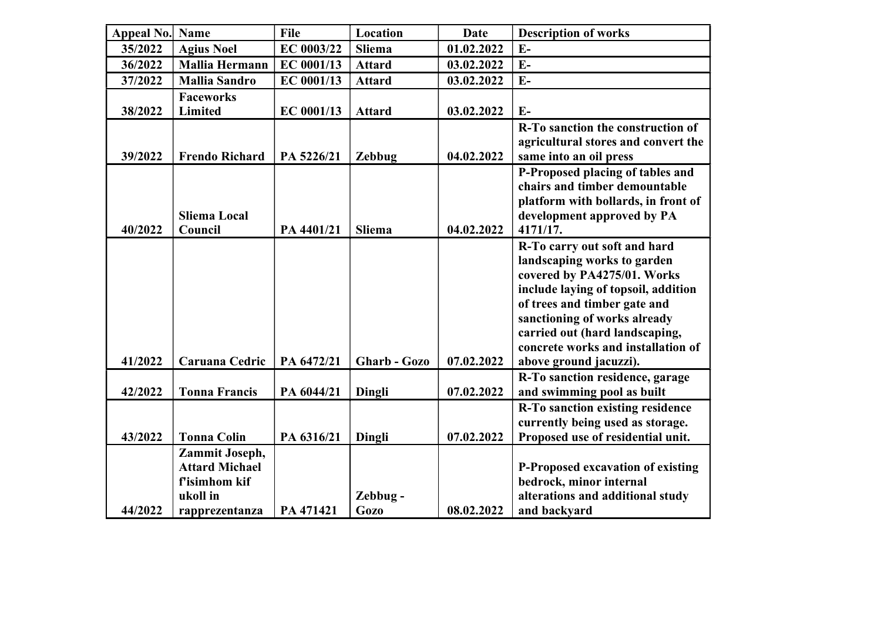| Appeal No. | Name | File | Location | Date | Description of works |
|---|---|---|---|---|---|
| 35/2022 | Agius Noel | EC 0003/22 | Sliema | 01.02.2022 | E- |
| 36/2022 | Mallia Hermann | EC 0001/13 | Attard | 03.02.2022 | E- |
| 37/2022 | Mallia Sandro | EC 0001/13 | Attard | 03.02.2022 | E- |
| 38/2022 | Faceworks Limited | EC 0001/13 | Attard | 03.02.2022 | E- |
| 39/2022 | Frendo Richard | PA 5226/21 | Zebbug | 04.02.2022 | R-To sanction the construction of agricultural stores and convert the same into an oil press |
| 40/2022 | Sliema Local Council | PA 4401/21 | Sliema | 04.02.2022 | P-Proposed placing of tables and chairs and timber demountable platform with bollards, in front of development approved by PA 4171/17. |
| 41/2022 | Caruana Cedric | PA 6472/21 | Gharb - Gozo | 07.02.2022 | R-To carry out soft and hard landscaping works to garden covered by PA4275/01. Works include laying of topsoil, addition of trees and timber gate and sanctioning of works already carried out (hard landscaping, concrete works and installation of above ground jacuzzi). |
| 42/2022 | Tonna Francis | PA 6044/21 | Dingli | 07.02.2022 | R-To sanction residence, garage and swimming pool as built |
| 43/2022 | Tonna Colin | PA 6316/21 | Dingli | 07.02.2022 | R-To sanction existing residence currently being used as storage. Proposed use of residential unit. |
| 44/2022 | Zammit Joseph, Attard Michael f'isimhom kif ukoll in rapprezentanza | PA 471421 | Zebbug - Gozo | 08.02.2022 | P-Proposed excavation of existing bedrock, minor internal alterations and additional study and backyard |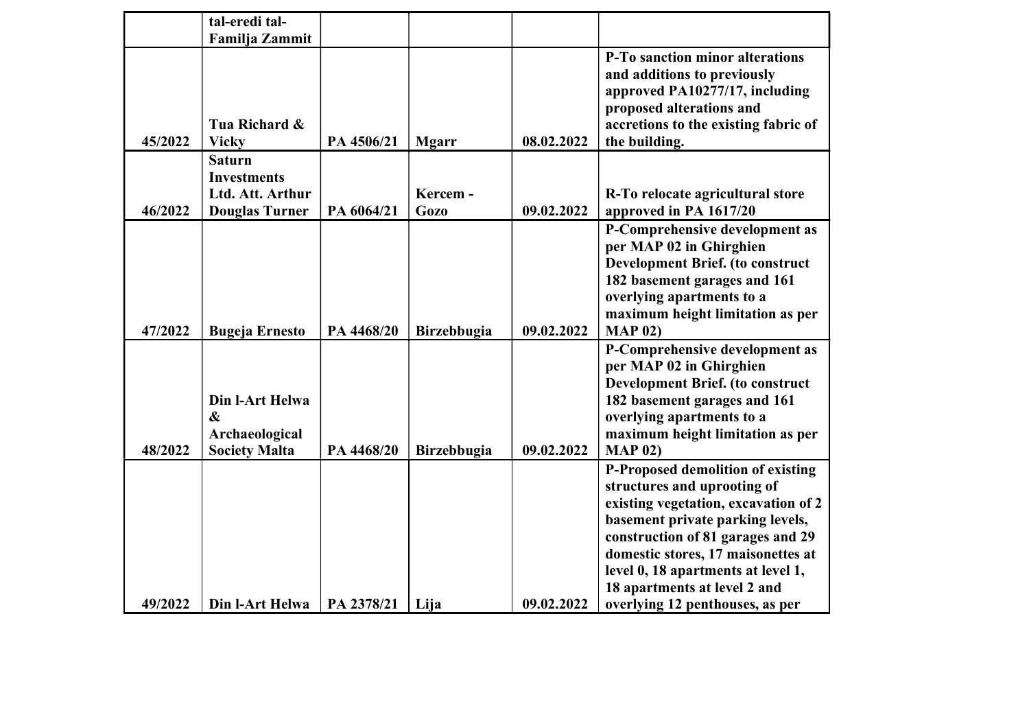| | | | | | |
|---|---|---|---|---|---|
| | tal-eredi tal-Familja Zammit | | | | |
| 45/2022 | Tua Richard & Vicky | PA 4506/21 | Mgarr | 08.02.2022 | P-To sanction minor alterations and additions to previously approved PA10277/17, including proposed alterations and accretions to the existing fabric of the building. |
| 46/2022 | Saturn Investments Ltd. Att. Arthur Douglas Turner | PA 6064/21 | Kercem - Gozo | 09.02.2022 | R-To relocate agricultural store approved in PA 1617/20 |
| 47/2022 | Bugeja Ernesto | PA 4468/20 | Birzebbugia | 09.02.2022 | P-Comprehensive development as per MAP 02 in Ghirghien Development Brief. (to construct 182 basement garages and 161 overlying apartments to a maximum height limitation as per MAP 02) |
| 48/2022 | Din l-Art Helwa & Archaeological Society Malta | PA 4468/20 | Birzebbugia | 09.02.2022 | P-Comprehensive development as per MAP 02 in Ghirghien Development Brief. (to construct 182 basement garages and 161 overlying apartments to a maximum height limitation as per MAP 02) |
| 49/2022 | Din l-Art Helwa | PA 2378/21 | Lija | 09.02.2022 | P-Proposed demolition of existing structures and uprooting of existing vegetation, excavation of 2 basement private parking levels, construction of 81 garages and 29 domestic stores, 17 maisonettes at level 0, 18 apartments at level 1, 18 apartments at level 2 and overlying 12 penthouses, as per |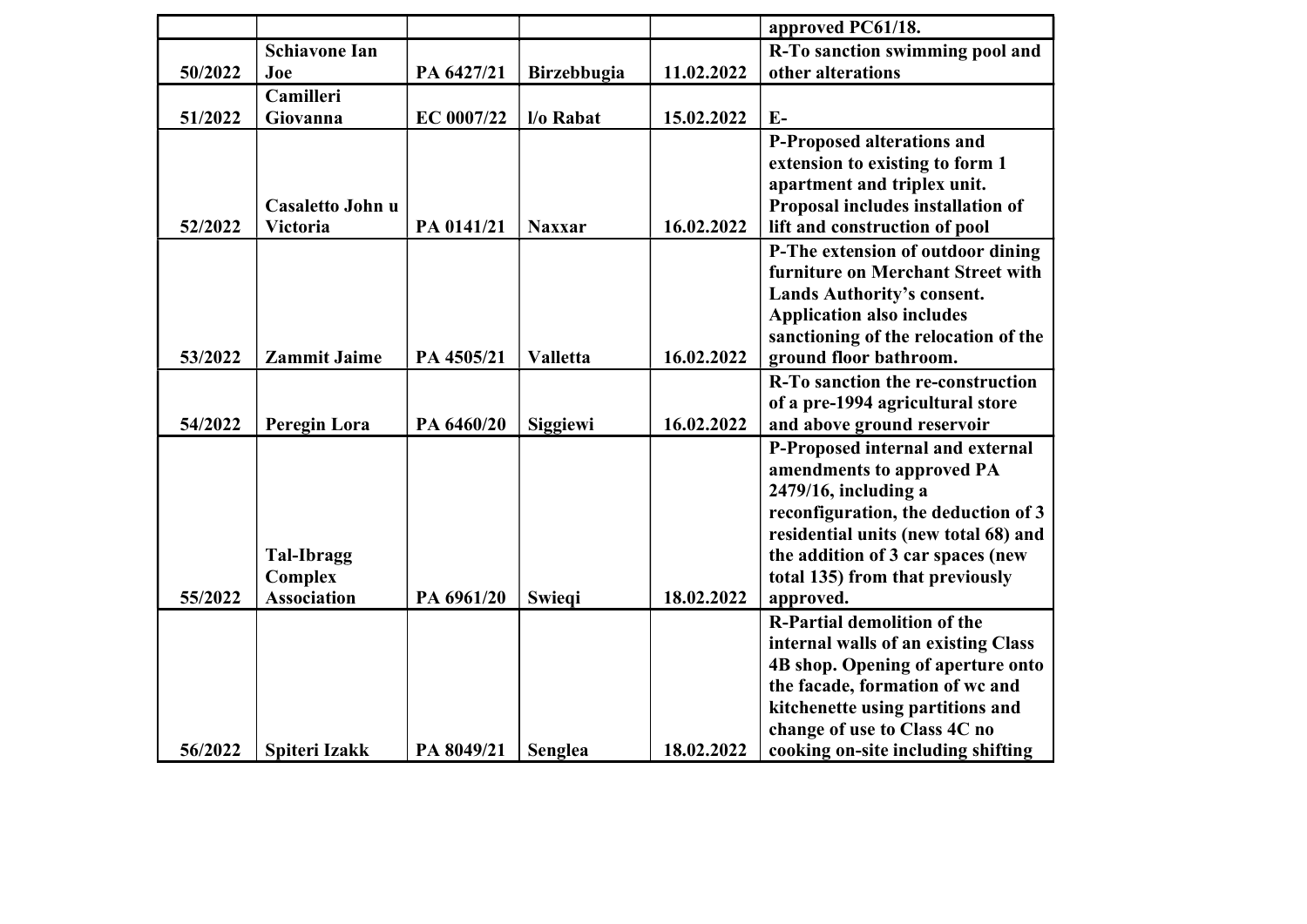| | | | | | |
|---|---|---|---|---|---|
| | | | | | **approved PC61/18.** |
| **50/2022** | **Schiavone Ian Joe** | **PA 6427/21** | **Birzebbugia** | **11.02.2022** | **R-To sanction swimming pool and other alterations** |
| **51/2022** | **Camilleri Giovanna** | **EC 0007/22** | **l/o Rabat** | **15.02.2022** | **E-** |
| **52/2022** | **Casaletto John u Victoria** | **PA 0141/21** | **Naxxar** | **16.02.2022** | **P-Proposed alterations and extension to existing to form 1 apartment and triplex unit. Proposal includes installation of lift and construction of pool** |
| **53/2022** | **Zammit Jaime** | **PA 4505/21** | **Valletta** | **16.02.2022** | **P-The extension of outdoor dining furniture on Merchant Street with Lands Authority's consent. Application also includes sanctioning of the relocation of the ground floor bathroom.** |
| **54/2022** | **Peregin Lora** | **PA 6460/20** | **Siggiewi** | **16.02.2022** | **R-To sanction the re-construction of a pre-1994 agricultural store and above ground reservoir** |
| **55/2022** | **Tal-Ibragg Complex Association** | **PA 6961/20** | **Swieqi** | **18.02.2022** | **P-Proposed internal and external amendments to approved PA 2479/16, including a reconfiguration, the deduction of 3 residential units (new total 68) and the addition of 3 car spaces (new total 135) from that previously approved.** |
| **56/2022** | **Spiteri Izakk** | **PA 8049/21** | **Senglea** | **18.02.2022** | **R-Partial demolition of the internal walls of an existing Class 4B shop. Opening of aperture onto the facade, formation of wc and kitchenette using partitions and change of use to Class 4C no cooking on-site including shifting** |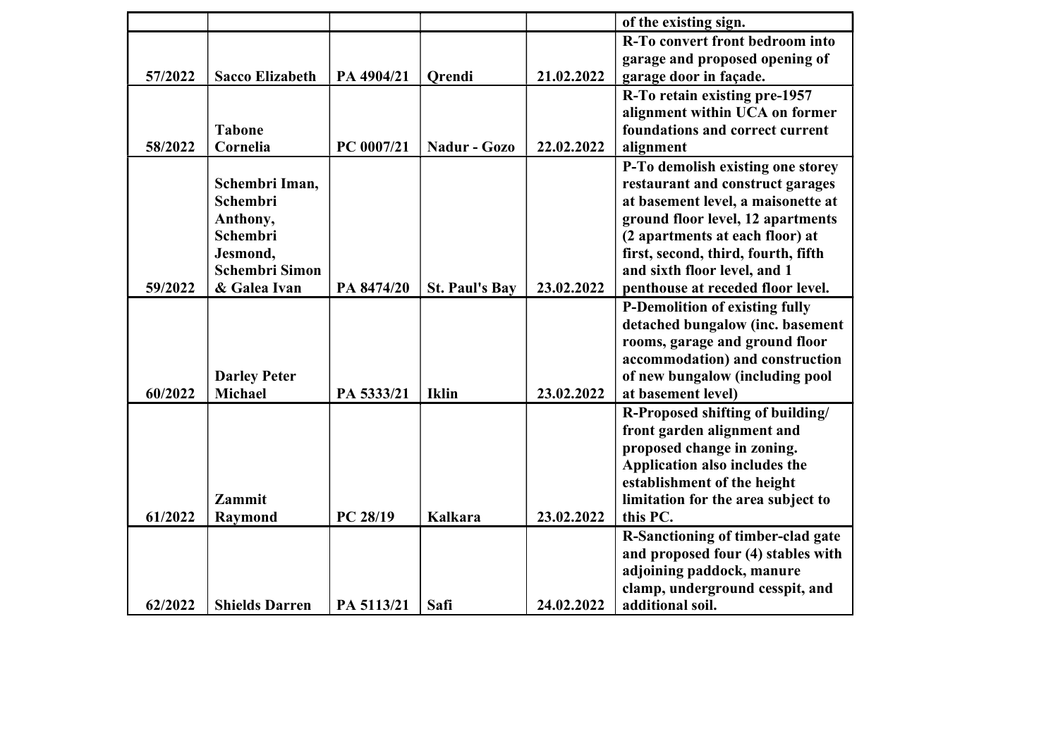| | | | | | |
|---|---|---|---|---|---|
| | | | | | of the existing sign. |
| 57/2022 | Sacco Elizabeth | PA 4904/21 | Qrendi | 21.02.2022 | R-To convert front bedroom into garage and proposed opening of garage door in façade. |
| 58/2022 | Tabone Cornelia | PC 0007/21 | Nadur - Gozo | 22.02.2022 | R-To retain existing pre-1957 alignment within UCA on former foundations and correct current alignment |
| 59/2022 | Schembri Iman, Schembri Anthony, Schembri Jesmond, Schembri Simon & Galea Ivan | PA 8474/20 | St. Paul's Bay | 23.02.2022 | P-To demolish existing one storey restaurant and construct garages at basement level, a maisonette at ground floor level, 12 apartments (2 apartments at each floor) at first, second, third, fourth, fifth and sixth floor level, and 1 penthouse at receded floor level. |
| 60/2022 | Darley Peter Michael | PA 5333/21 | Iklin | 23.02.2022 | P-Demolition of existing fully detached bungalow (inc. basement rooms, garage and ground floor accommodation) and construction of new bungalow (including pool at basement level) |
| 61/2022 | Zammit Raymond | PC 28/19 | Kalkara | 23.02.2022 | R-Proposed shifting of building/ front garden alignment and proposed change in zoning. Application also includes the establishment of the height limitation for the area subject to this PC. |
| 62/2022 | Shields Darren | PA 5113/21 | Safi | 24.02.2022 | R-Sanctioning of timber-clad gate and proposed four (4) stables with adjoining paddock, manure clamp, underground cesspit, and additional soil. |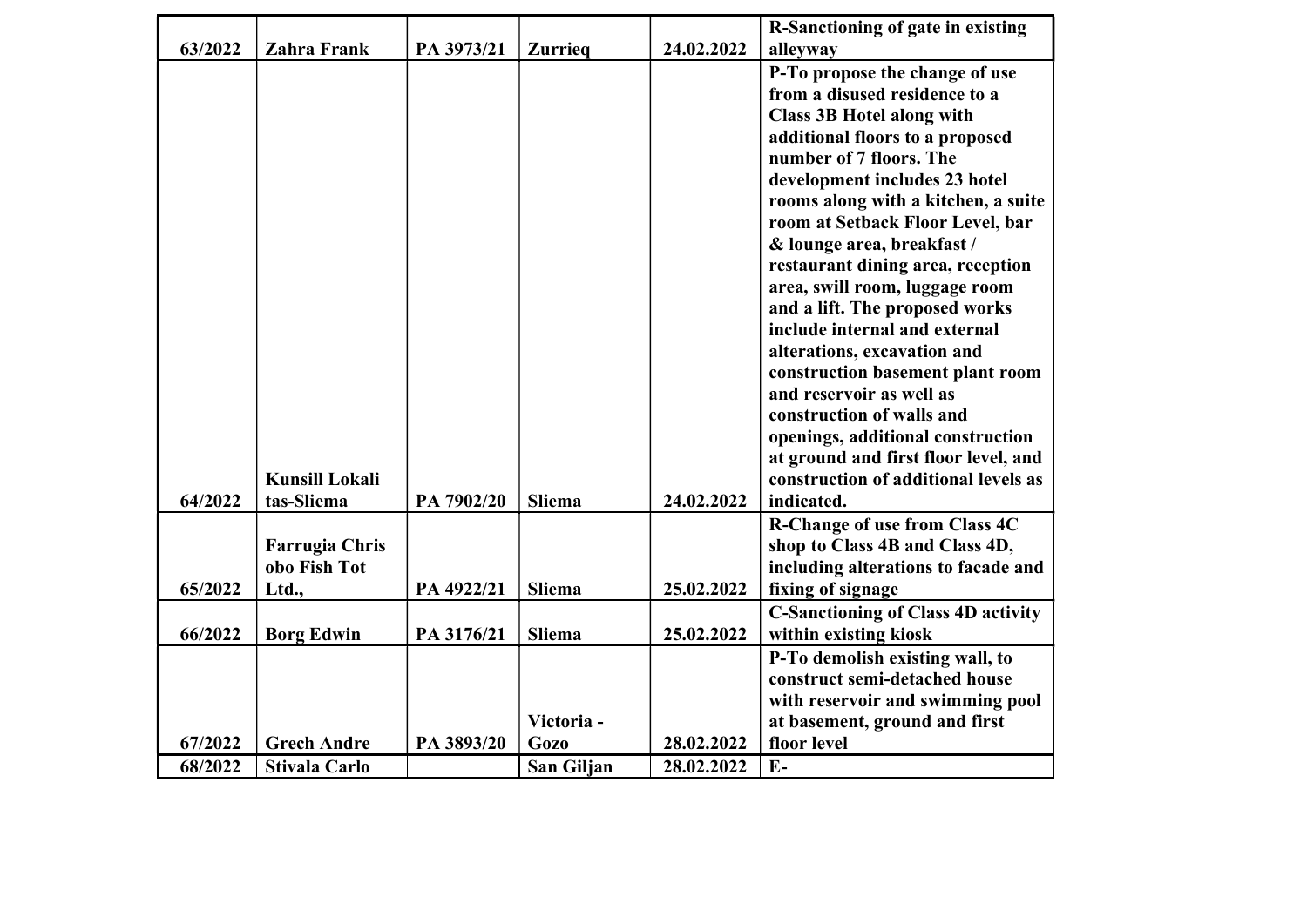| | | | | | |
|---|---|---|---|---|---|
| 63/2022 | Zahra Frank | PA 3973/21 | Zurrieq | 24.02.2022 | R-Sanctioning of gate in existing alleyway |
| 64/2022 | Kunsill Lokali tas-Sliema | PA 7902/20 | Sliema | 24.02.2022 | P-To propose the change of use from a disused residence to a Class 3B Hotel along with additional floors to a proposed number of 7 floors. The development includes 23 hotel rooms along with a kitchen, a suite room at Setback Floor Level, bar & lounge area, breakfast / restaurant dining area, reception area, swill room, luggage room and a lift. The proposed works include internal and external alterations, excavation and construction basement plant room and reservoir as well as construction of walls and openings, additional construction at ground and first floor level, and construction of additional levels as indicated. |
| 65/2022 | Farrugia Chris obo Fish Tot Ltd., | PA 4922/21 | Sliema | 25.02.2022 | R-Change of use from Class 4C shop to Class 4B and Class 4D, including alterations to facade and fixing of signage |
| 66/2022 | Borg Edwin | PA 3176/21 | Sliema | 25.02.2022 | C-Sanctioning of Class 4D activity within existing kiosk |
| 67/2022 | Grech Andre | PA 3893/20 | Victoria - Gozo | 28.02.2022 | P-To demolish existing wall, to construct semi-detached house with reservoir and swimming pool at basement, ground and first floor level |
| 68/2022 | Stivala Carlo | | San Giljan | 28.02.2022 | E- |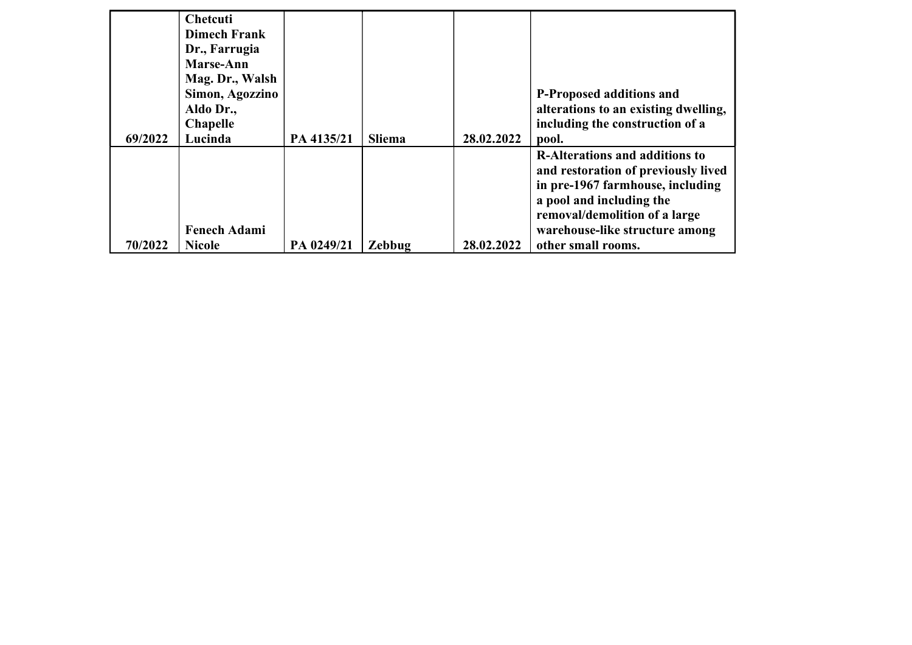| | | | | | |
|---|---|---|---|---|---|
| **69/2022** | **Chetcuti Dimech Frank Dr., Farrugia Marse-Ann Mag. Dr., Walsh Simon, Agozzino Aldo Dr., Chapelle Lucinda** | **PA 4135/21** | **Sliema** | **28.02.2022** | **P-Proposed additions and alterations to an existing dwelling, including the construction of a pool.** |
| **70/2022** | **Fenech Adami Nicole** | **PA 0249/21** | **Zebbug** | **28.02.2022** | **R-Alterations and additions to and restoration of previously lived in pre-1967 farmhouse, including a pool and including the removal/demolition of a large warehouse-like structure among other small rooms.** |